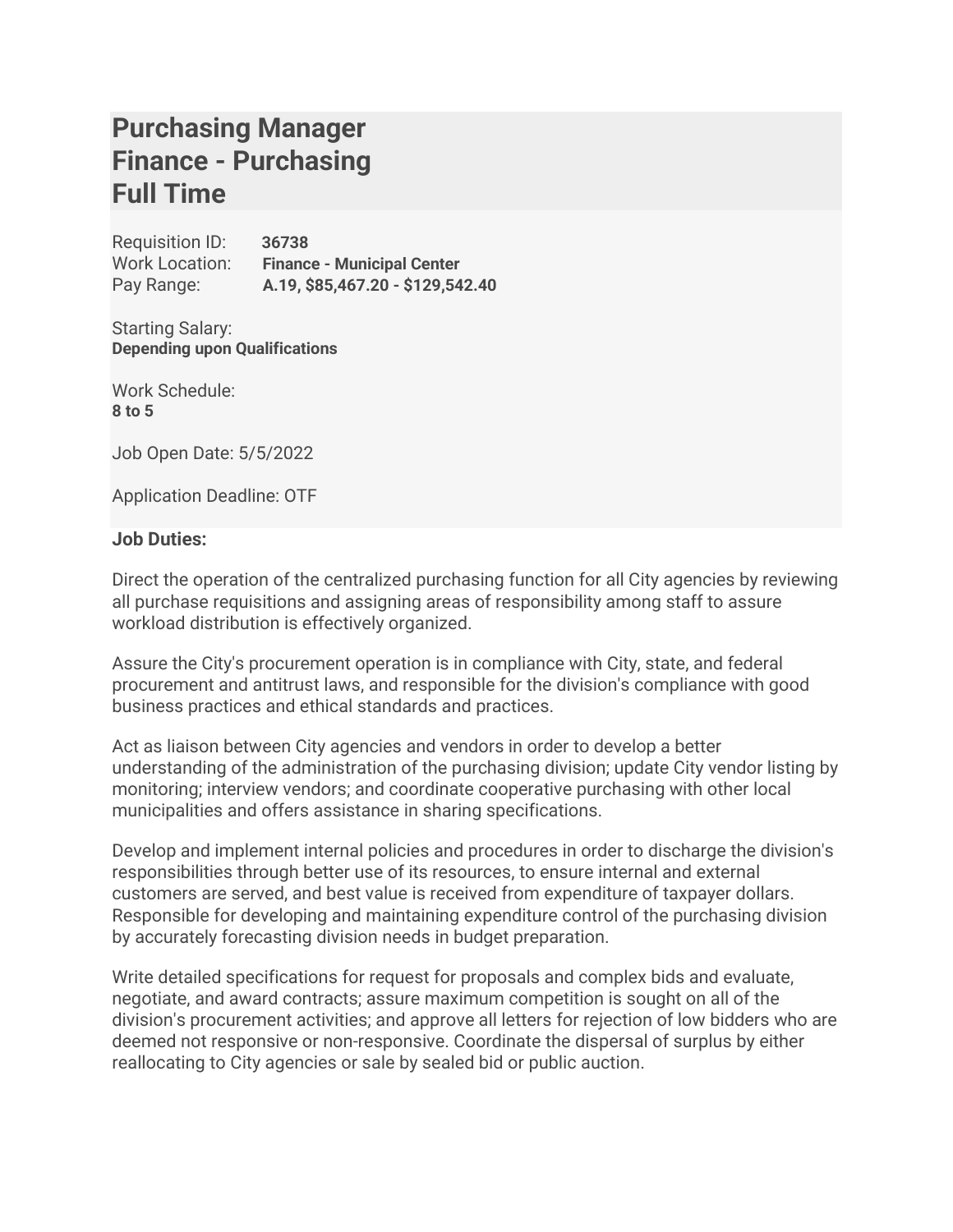# Purchasing Manager
# Finance - Purchasing
# Full Time

Requisition ID: **36738**
Work Location: **Finance - Municipal Center**
Pay Range: **A.19, $85,467.20 - $129,542.40**

Starting Salary:
**Depending upon Qualifications**

Work Schedule:
**8 to 5**

Job Open Date: 5/5/2022

Application Deadline: OTF

**Job Duties:**

Direct the operation of the centralized purchasing function for all City agencies by reviewing all purchase requisitions and assigning areas of responsibility among staff to assure workload distribution is effectively organized.

Assure the City's procurement operation is in compliance with City, state, and federal procurement and antitrust laws, and responsible for the division's compliance with good business practices and ethical standards and practices.

Act as liaison between City agencies and vendors in order to develop a better understanding of the administration of the purchasing division; update City vendor listing by monitoring; interview vendors; and coordinate cooperative purchasing with other local municipalities and offers assistance in sharing specifications.

Develop and implement internal policies and procedures in order to discharge the division's responsibilities through better use of its resources, to ensure internal and external customers are served, and best value is received from expenditure of taxpayer dollars. Responsible for developing and maintaining expenditure control of the purchasing division by accurately forecasting division needs in budget preparation.

Write detailed specifications for request for proposals and complex bids and evaluate, negotiate, and award contracts; assure maximum competition is sought on all of the division's procurement activities; and approve all letters for rejection of low bidders who are deemed not responsive or non-responsive. Coordinate the dispersal of surplus by either reallocating to City agencies or sale by sealed bid or public auction.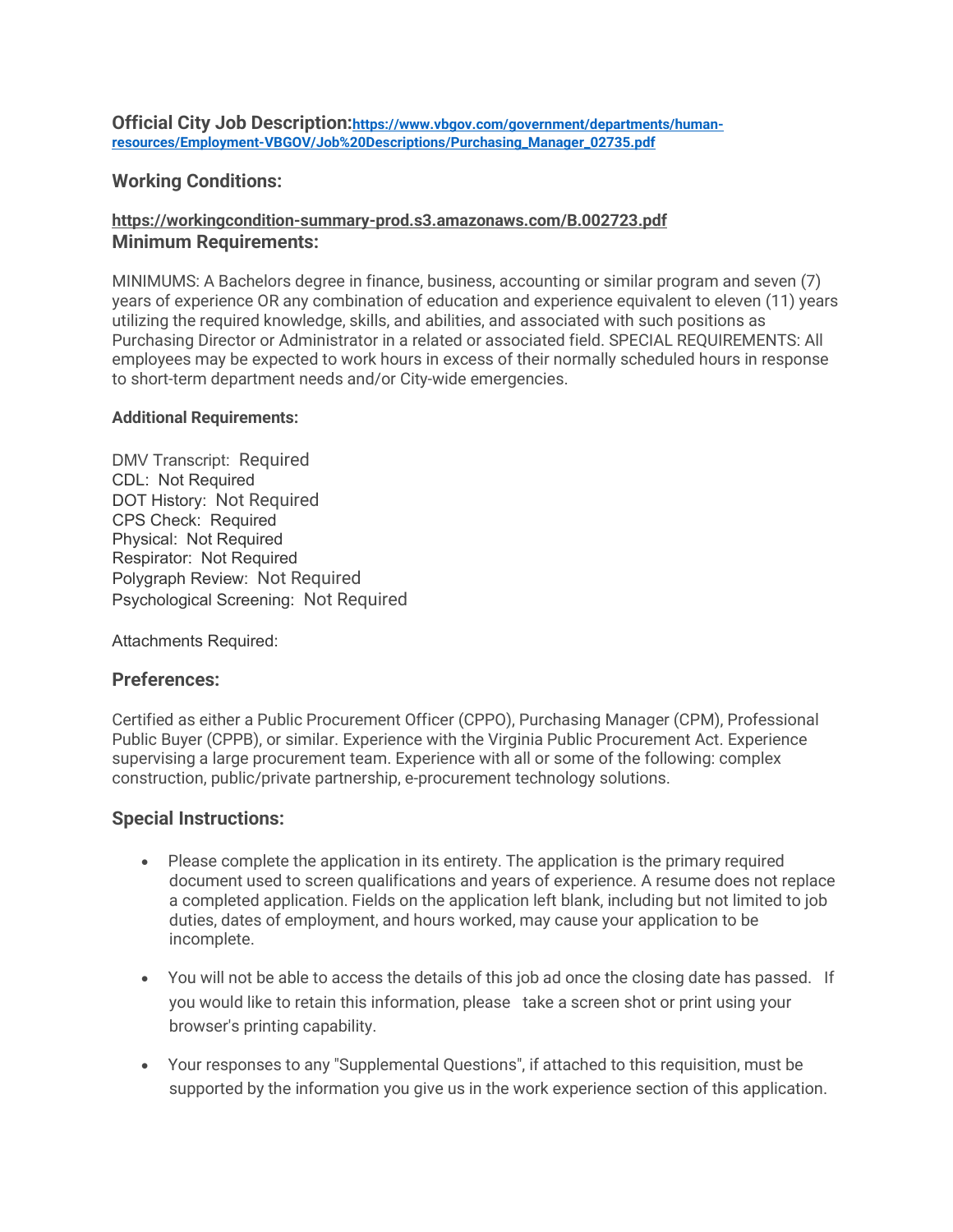**Official City Job Description:** https://www.vbgov.com/government/departments/human-resources/Employment-VBGOV/Job%20Descriptions/Purchasing_Manager_02735.pdf

## Working Conditions:

https://workingcondition-summary-prod.s3.amazonaws.com/B.002723.pdf

## Minimum Requirements:

MINIMUMS: A Bachelors degree in finance, business, accounting or similar program and seven (7) years of experience OR any combination of education and experience equivalent to eleven (11) years utilizing the required knowledge, skills, and abilities, and associated with such positions as Purchasing Director or Administrator in a related or associated field. SPECIAL REQUIREMENTS: All employees may be expected to work hours in excess of their normally scheduled hours in response to short-term department needs and/or City-wide emergencies.

**Additional Requirements:**

DMV Transcript: Required
CDL: Not Required
DOT History: Not Required
CPS Check: Required
Physical: Not Required
Respirator: Not Required
Polygraph Review: Not Required
Psychological Screening: Not Required

Attachments Required:

## Preferences:

Certified as either a Public Procurement Officer (CPPO), Purchasing Manager (CPM), Professional Public Buyer (CPPB), or similar. Experience with the Virginia Public Procurement Act. Experience supervising a large procurement team. Experience with all or some of the following: complex construction, public/private partnership, e-procurement technology solutions.

## Special Instructions:

- Please complete the application in its entirety. The application is the primary required document used to screen qualifications and years of experience. A resume does not replace a completed application. Fields on the application left blank, including but not limited to job duties, dates of employment, and hours worked, may cause your application to be incomplete.
- You will not be able to access the details of this job ad once the closing date has passed. If you would like to retain this information, please take a screen shot or print using your browser's printing capability.
- Your responses to any "Supplemental Questions", if attached to this requisition, must be supported by the information you give us in the work experience section of this application.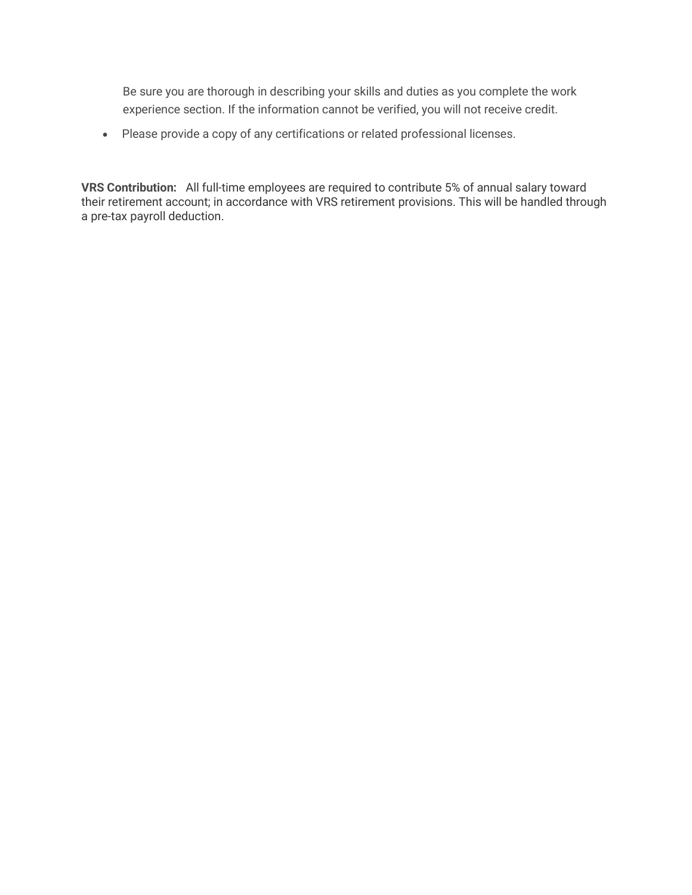Be sure you are thorough in describing your skills and duties as you complete the work experience section. If the information cannot be verified, you will not receive credit.

- Please provide a copy of any certifications or related professional licenses.

**VRS Contribution:** All full-time employees are required to contribute 5% of annual salary toward their retirement account; in accordance with VRS retirement provisions. This will be handled through a pre-tax payroll deduction.